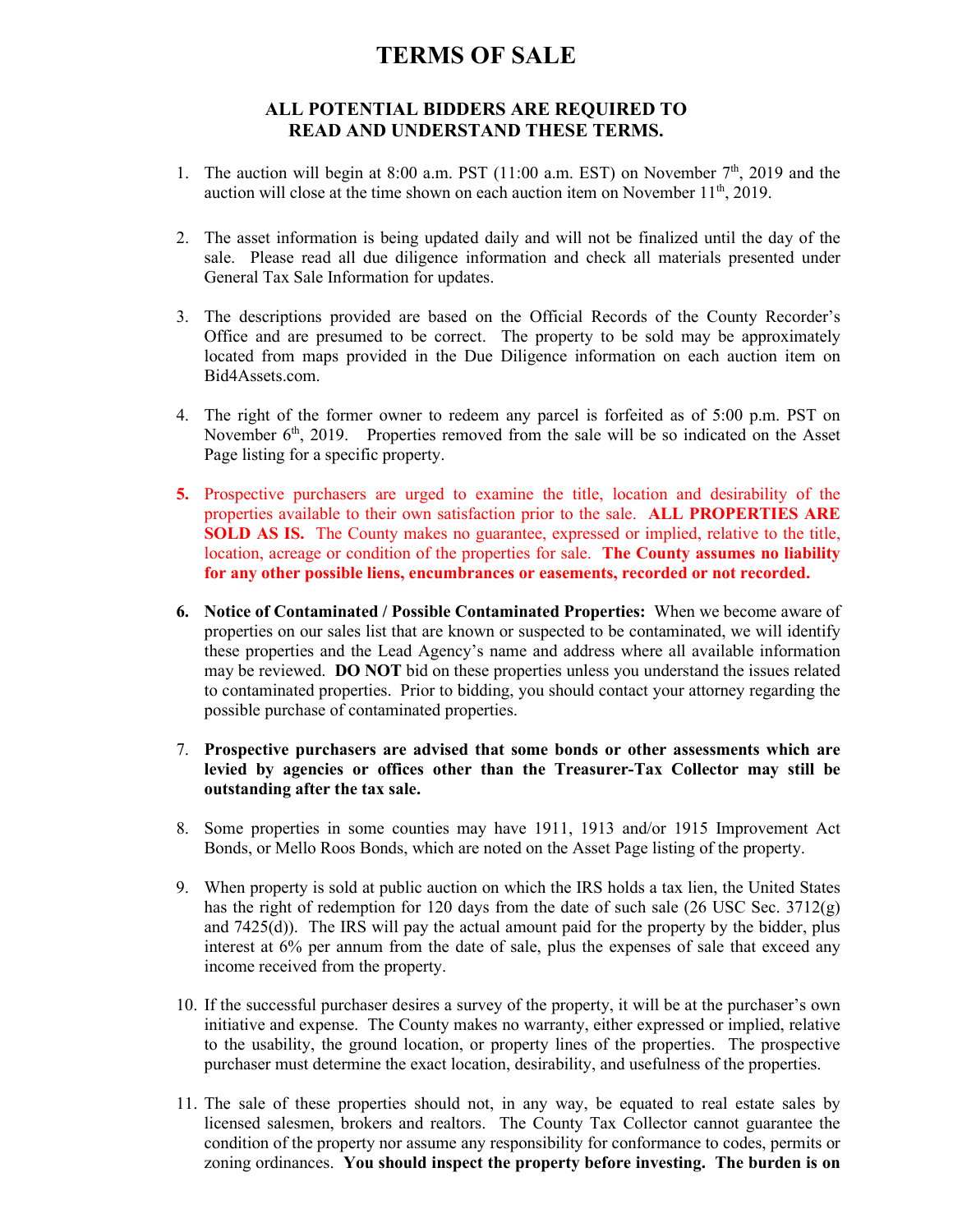# TERMS OF SALE

## ALL POTENTIAL BIDDERS ARE REQUIRED TO READ AND UNDERSTAND THESE TERMS.

1. The auction will begin at 8:00 a.m. PST (11:00 a.m. EST) on November 7th, 2019 and the auction will close at the time shown on each auction item on November 11th, 2019.

2. The asset information is being updated daily and will not be finalized until the day of the sale. Please read all due diligence information and check all materials presented under General Tax Sale Information for updates.

3. The descriptions provided are based on the Official Records of the County Recorder's Office and are presumed to be correct. The property to be sold may be approximately located from maps provided in the Due Diligence information on each auction item on Bid4Assets.com.

4. The right of the former owner to redeem any parcel is forfeited as of 5:00 p.m. PST on November 6th, 2019. Properties removed from the sale will be so indicated on the Asset Page listing for a specific property.

5. Prospective purchasers are urged to examine the title, location and desirability of the properties available to their own satisfaction prior to the sale. **ALL PROPERTIES ARE SOLD AS IS.** The County makes no guarantee, expressed or implied, relative to the title, location, acreage or condition of the properties for sale. **The County assumes no liability for any other possible liens, encumbrances or easements, recorded or not recorded.**

6. **Notice of Contaminated / Possible Contaminated Properties:** When we become aware of properties on our sales list that are known or suspected to be contaminated, we will identify these properties and the Lead Agency's name and address where all available information may be reviewed. **DO NOT** bid on these properties unless you understand the issues related to contaminated properties. Prior to bidding, you should contact your attorney regarding the possible purchase of contaminated properties.

7. **Prospective purchasers are advised that some bonds or other assessments which are levied by agencies or offices other than the Treasurer-Tax Collector may still be outstanding after the tax sale.**

8. Some properties in some counties may have 1911, 1913 and/or 1915 Improvement Act Bonds, or Mello Roos Bonds, which are noted on the Asset Page listing of the property.

9. When property is sold at public auction on which the IRS holds a tax lien, the United States has the right of redemption for 120 days from the date of such sale (26 USC Sec. 3712(g) and 7425(d)). The IRS will pay the actual amount paid for the property by the bidder, plus interest at 6% per annum from the date of sale, plus the expenses of sale that exceed any income received from the property.

10. If the successful purchaser desires a survey of the property, it will be at the purchaser's own initiative and expense. The County makes no warranty, either expressed or implied, relative to the usability, the ground location, or property lines of the properties. The prospective purchaser must determine the exact location, desirability, and usefulness of the properties.

11. The sale of these properties should not, in any way, be equated to real estate sales by licensed salesmen, brokers and realtors. The County Tax Collector cannot guarantee the condition of the property nor assume any responsibility for conformance to codes, permits or zoning ordinances. **You should inspect the property before investing. The burden is on**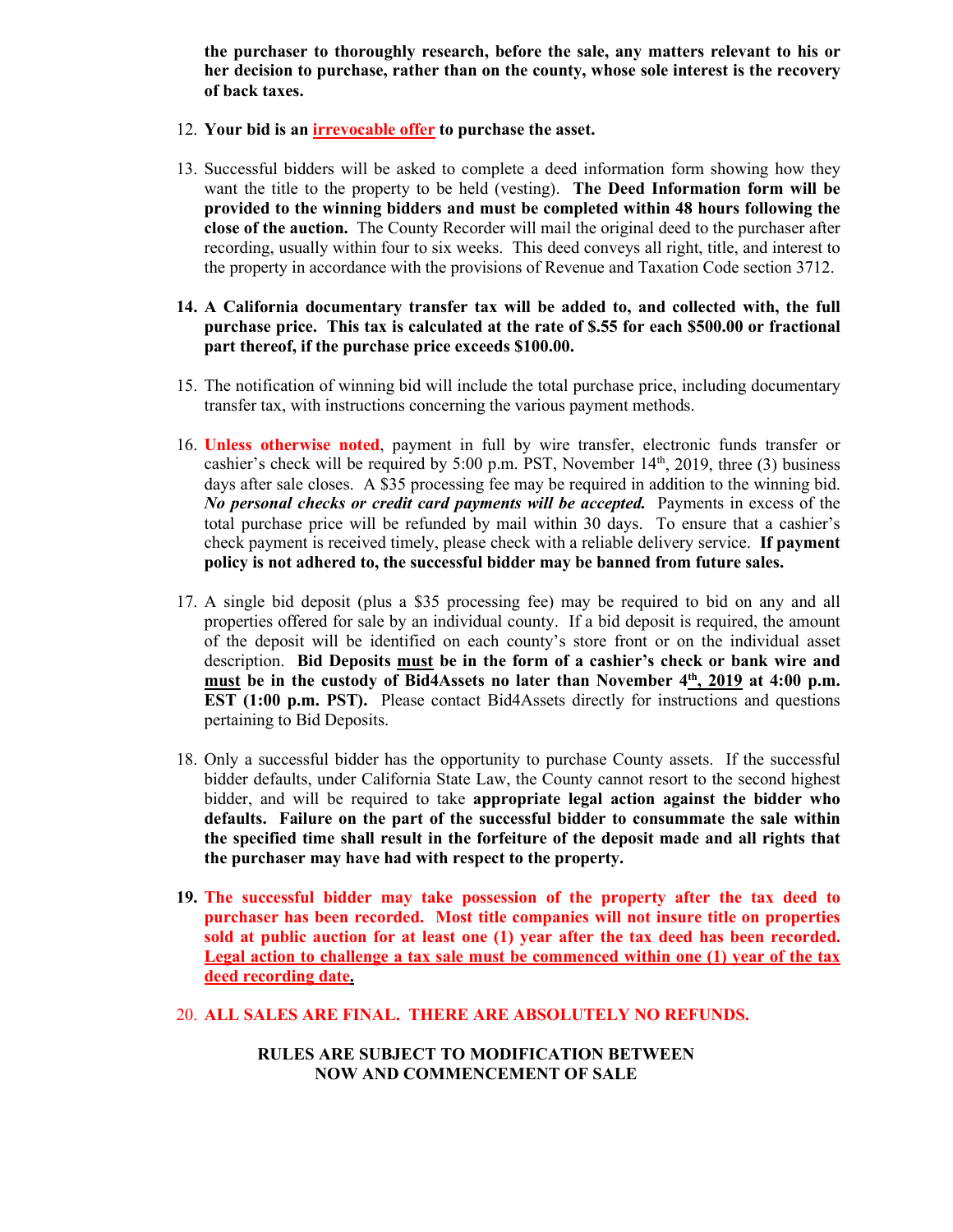**the purchaser to thoroughly research, before the sale, any matters relevant to his or her decision to purchase, rather than on the county, whose sole interest is the recovery of back taxes.**

12. **Your bid is an irrevocable offer to purchase the asset.**

13. Successful bidders will be asked to complete a deed information form showing how they want the title to the property to be held (vesting). **The Deed Information form will be provided to the winning bidders and must be completed within 48 hours following the close of the auction.** The County Recorder will mail the original deed to the purchaser after recording, usually within four to six weeks. This deed conveys all right, title, and interest to the property in accordance with the provisions of Revenue and Taxation Code section 3712.

14. **A California documentary transfer tax will be added to, and collected with, the full purchase price. This tax is calculated at the rate of $.55 for each $500.00 or fractional part thereof, if the purchase price exceeds $100.00.**

15. The notification of winning bid will include the total purchase price, including documentary transfer tax, with instructions concerning the various payment methods.

16. **Unless otherwise noted**, payment in full by wire transfer, electronic funds transfer or cashier's check will be required by 5:00 p.m. PST, November 14th, 2019, three (3) business days after sale closes. A $35 processing fee may be required in addition to the winning bid. ***No personal checks or credit card payments will be accepted.*** Payments in excess of the total purchase price will be refunded by mail within 30 days. To ensure that a cashier's check payment is received timely, please check with a reliable delivery service. **If payment policy is not adhered to, the successful bidder may be banned from future sales.**

17. A single bid deposit (plus a $35 processing fee) may be required to bid on any and all properties offered for sale by an individual county. If a bid deposit is required, the amount of the deposit will be identified on each county's store front or on the individual asset description. **Bid Deposits must be in the form of a cashier's check or bank wire and must be in the custody of Bid4Assets no later than November 4th, 2019 at 4:00 p.m. EST (1:00 p.m. PST).** Please contact Bid4Assets directly for instructions and questions pertaining to Bid Deposits.

18. Only a successful bidder has the opportunity to purchase County assets. If the successful bidder defaults, under California State Law, the County cannot resort to the second highest bidder, and will be required to take **appropriate legal action against the bidder who defaults. Failure on the part of the successful bidder to consummate the sale within the specified time shall result in the forfeiture of the deposit made and all rights that the purchaser may have had with respect to the property.**

19. **The successful bidder may take possession of the property after the tax deed to purchaser has been recorded. Most title companies will not insure title on properties sold at public auction for at least one (1) year after the tax deed has been recorded. Legal action to challenge a tax sale must be commenced within one (1) year of the tax deed recording date.**

20. **ALL SALES ARE FINAL. THERE ARE ABSOLUTELY NO REFUNDS.**

**RULES ARE SUBJECT TO MODIFICATION BETWEEN NOW AND COMMENCEMENT OF SALE**